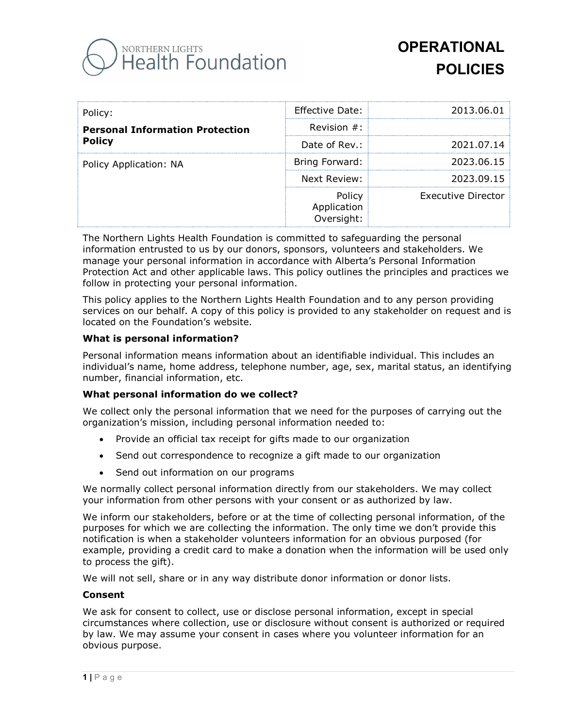NORTHERN LIGHTS Health Foundation

# OPERATIONAL POLICIES

| | | |
|---|---|---|
| Policy: **Personal Information Protection Policy** | Effective Date: | 2013.06.01 |
| | Revision #: | |
| | Date of Rev.: | 2021.07.14 |
| Policy Application: NA | Bring Forward: | 2023.06.15 |
| | Next Review: | 2023.09.15 |
| | Policy Application Oversight: | Executive Director |

The Northern Lights Health Foundation is committed to safeguarding the personal information entrusted to us by our donors, sponsors, volunteers and stakeholders. We manage your personal information in accordance with Alberta's Personal Information Protection Act and other applicable laws. This policy outlines the principles and practices we follow in protecting your personal information.

This policy applies to the Northern Lights Health Foundation and to any person providing services on our behalf. A copy of this policy is provided to any stakeholder on request and is located on the Foundation's website.

**What is personal information?**

Personal information means information about an identifiable individual. This includes an individual's name, home address, telephone number, age, sex, marital status, an identifying number, financial information, etc.

**What personal information do we collect?**

We collect only the personal information that we need for the purposes of carrying out the organization's mission, including personal information needed to:

- Provide an official tax receipt for gifts made to our organization
- Send out correspondence to recognize a gift made to our organization
- Send out information on our programs

We normally collect personal information directly from our stakeholders. We may collect your information from other persons with your consent or as authorized by law.

We inform our stakeholders, before or at the time of collecting personal information, of the purposes for which we are collecting the information. The only time we don't provide this notification is when a stakeholder volunteers information for an obvious purposed (for example, providing a credit card to make a donation when the information will be used only to process the gift).

We will not sell, share or in any way distribute donor information or donor lists.

**Consent**

We ask for consent to collect, use or disclose personal information, except in special circumstances where collection, use or disclosure without consent is authorized or required by law. We may assume your consent in cases where you volunteer information for an obvious purpose.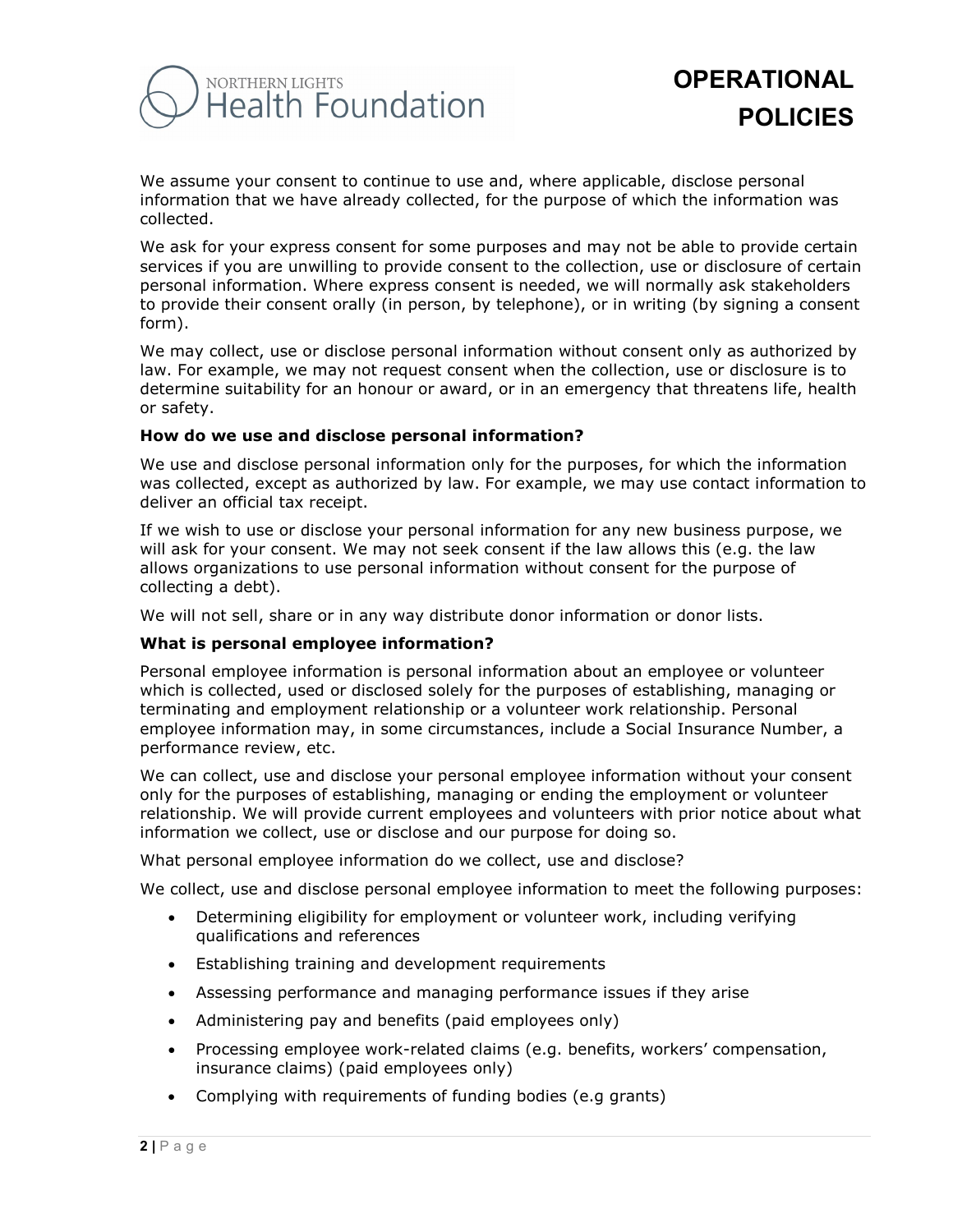We assume your consent to continue to use and, where applicable, disclose personal information that we have already collected, for the purpose of which the information was collected.

We ask for your express consent for some purposes and may not be able to provide certain services if you are unwilling to provide consent to the collection, use or disclosure of certain personal information. Where express consent is needed, we will normally ask stakeholders to provide their consent orally (in person, by telephone), or in writing (by signing a consent form).

We may collect, use or disclose personal information without consent only as authorized by law. For example, we may not request consent when the collection, use or disclosure is to determine suitability for an honour or award, or in an emergency that threatens life, health or safety.

**How do we use and disclose personal information?**

We use and disclose personal information only for the purposes, for which the information was collected, except as authorized by law. For example, we may use contact information to deliver an official tax receipt.

If we wish to use or disclose your personal information for any new business purpose, we will ask for your consent. We may not seek consent if the law allows this (e.g. the law allows organizations to use personal information without consent for the purpose of collecting a debt).

We will not sell, share or in any way distribute donor information or donor lists.

**What is personal employee information?**

Personal employee information is personal information about an employee or volunteer which is collected, used or disclosed solely for the purposes of establishing, managing or terminating and employment relationship or a volunteer work relationship. Personal employee information may, in some circumstances, include a Social Insurance Number, a performance review, etc.

We can collect, use and disclose your personal employee information without your consent only for the purposes of establishing, managing or ending the employment or volunteer relationship. We will provide current employees and volunteers with prior notice about what information we collect, use or disclose and our purpose for doing so.

What personal employee information do we collect, use and disclose?

We collect, use and disclose personal employee information to meet the following purposes:

- Determining eligibility for employment or volunteer work, including verifying qualifications and references
- Establishing training and development requirements
- Assessing performance and managing performance issues if they arise
- Administering pay and benefits (paid employees only)
- Processing employee work-related claims (e.g. benefits, workers' compensation, insurance claims) (paid employees only)
- Complying with requirements of funding bodies (e.g grants)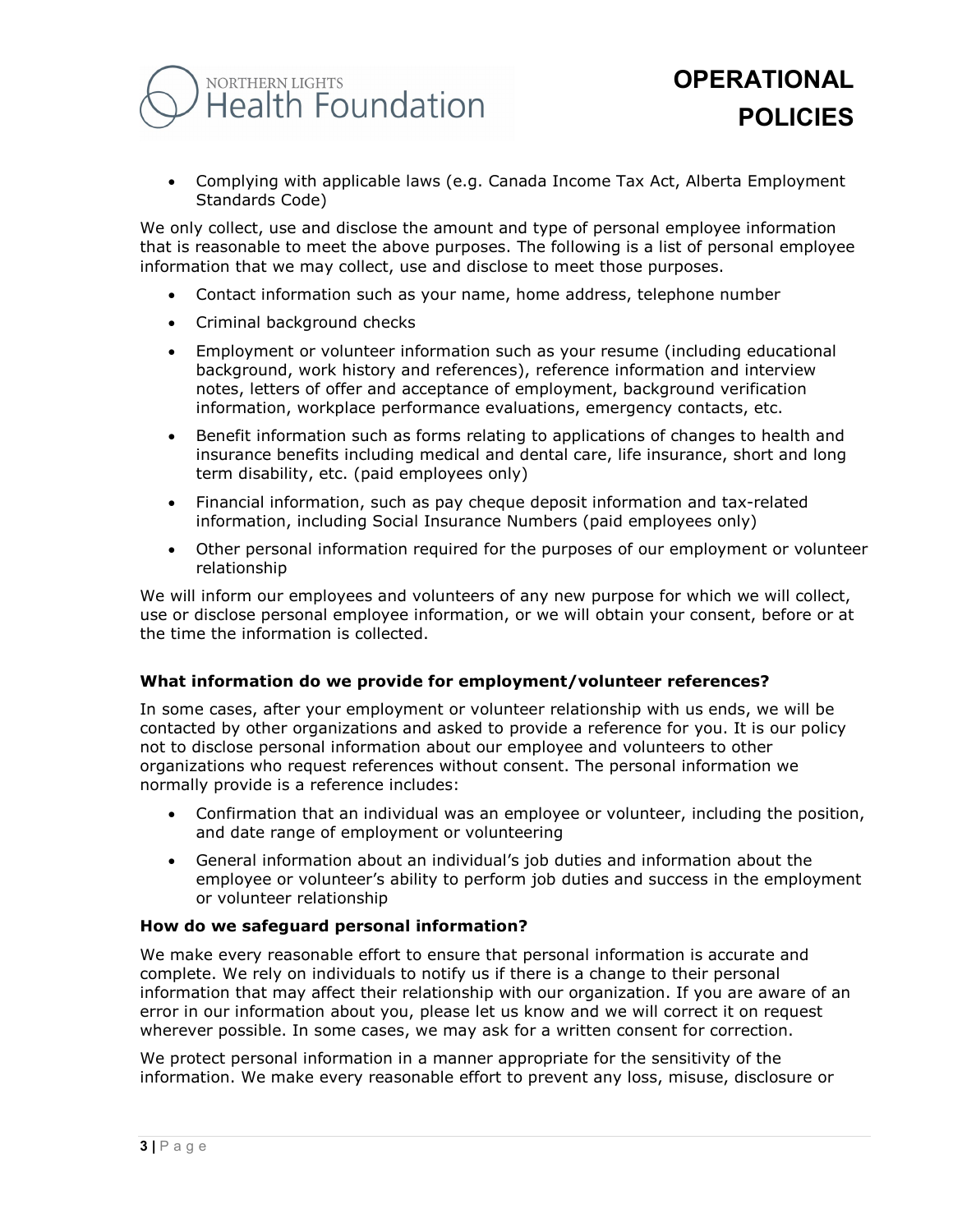- Complying with applicable laws (e.g. Canada Income Tax Act, Alberta Employment Standards Code)

We only collect, use and disclose the amount and type of personal employee information that is reasonable to meet the above purposes. The following is a list of personal employee information that we may collect, use and disclose to meet those purposes.

- Contact information such as your name, home address, telephone number
- Criminal background checks
- Employment or volunteer information such as your resume (including educational background, work history and references), reference information and interview notes, letters of offer and acceptance of employment, background verification information, workplace performance evaluations, emergency contacts, etc.
- Benefit information such as forms relating to applications of changes to health and insurance benefits including medical and dental care, life insurance, short and long term disability, etc. (paid employees only)
- Financial information, such as pay cheque deposit information and tax-related information, including Social Insurance Numbers (paid employees only)
- Other personal information required for the purposes of our employment or volunteer relationship

We will inform our employees and volunteers of any new purpose for which we will collect, use or disclose personal employee information, or we will obtain your consent, before or at the time the information is collected.

**What information do we provide for employment/volunteer references?**

In some cases, after your employment or volunteer relationship with us ends, we will be contacted by other organizations and asked to provide a reference for you. It is our policy not to disclose personal information about our employee and volunteers to other organizations who request references without consent. The personal information we normally provide is a reference includes:

- Confirmation that an individual was an employee or volunteer, including the position, and date range of employment or volunteering
- General information about an individual's job duties and information about the employee or volunteer's ability to perform job duties and success in the employment or volunteer relationship

**How do we safeguard personal information?**

We make every reasonable effort to ensure that personal information is accurate and complete. We rely on individuals to notify us if there is a change to their personal information that may affect their relationship with our organization. If you are aware of an error in our information about you, please let us know and we will correct it on request wherever possible. In some cases, we may ask for a written consent for correction.

We protect personal information in a manner appropriate for the sensitivity of the information. We make every reasonable effort to prevent any loss, misuse, disclosure or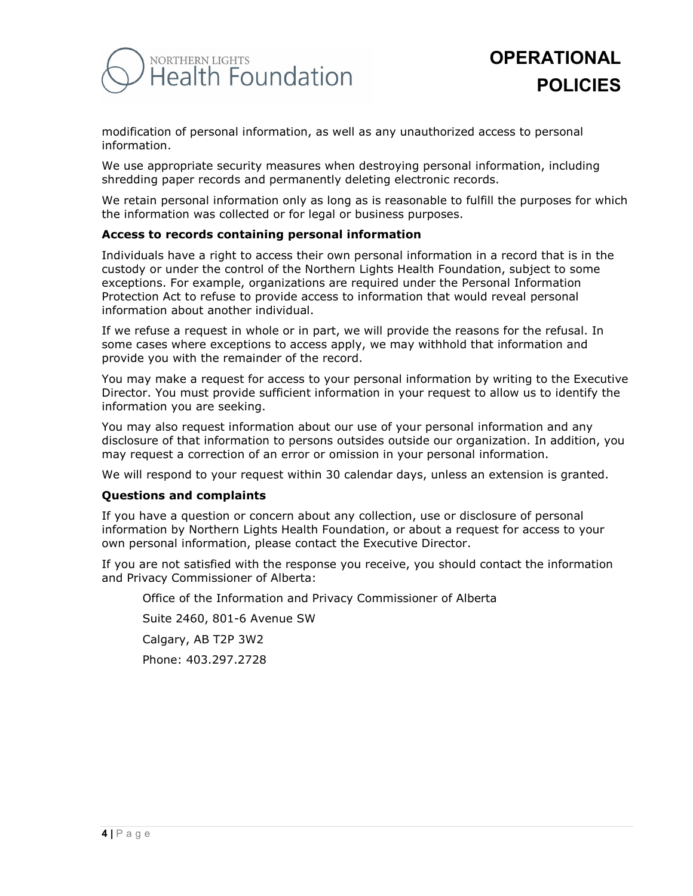modification of personal information, as well as any unauthorized access to personal information.

We use appropriate security measures when destroying personal information, including shredding paper records and permanently deleting electronic records.

We retain personal information only as long as is reasonable to fulfill the purposes for which the information was collected or for legal or business purposes.

**Access to records containing personal information**

Individuals have a right to access their own personal information in a record that is in the custody or under the control of the Northern Lights Health Foundation, subject to some exceptions. For example, organizations are required under the Personal Information Protection Act to refuse to provide access to information that would reveal personal information about another individual.

If we refuse a request in whole or in part, we will provide the reasons for the refusal. In some cases where exceptions to access apply, we may withhold that information and provide you with the remainder of the record.

You may make a request for access to your personal information by writing to the Executive Director. You must provide sufficient information in your request to allow us to identify the information you are seeking.

You may also request information about our use of your personal information and any disclosure of that information to persons outsides outside our organization. In addition, you may request a correction of an error or omission in your personal information.

We will respond to your request within 30 calendar days, unless an extension is granted.

**Questions and complaints**

If you have a question or concern about any collection, use or disclosure of personal information by Northern Lights Health Foundation, or about a request for access to your own personal information, please contact the Executive Director.

If you are not satisfied with the response you receive, you should contact the information and Privacy Commissioner of Alberta:

> Office of the Information and Privacy Commissioner of Alberta
>
> Suite 2460, 801-6 Avenue SW
>
> Calgary, AB T2P 3W2
>
> Phone: 403.297.2728